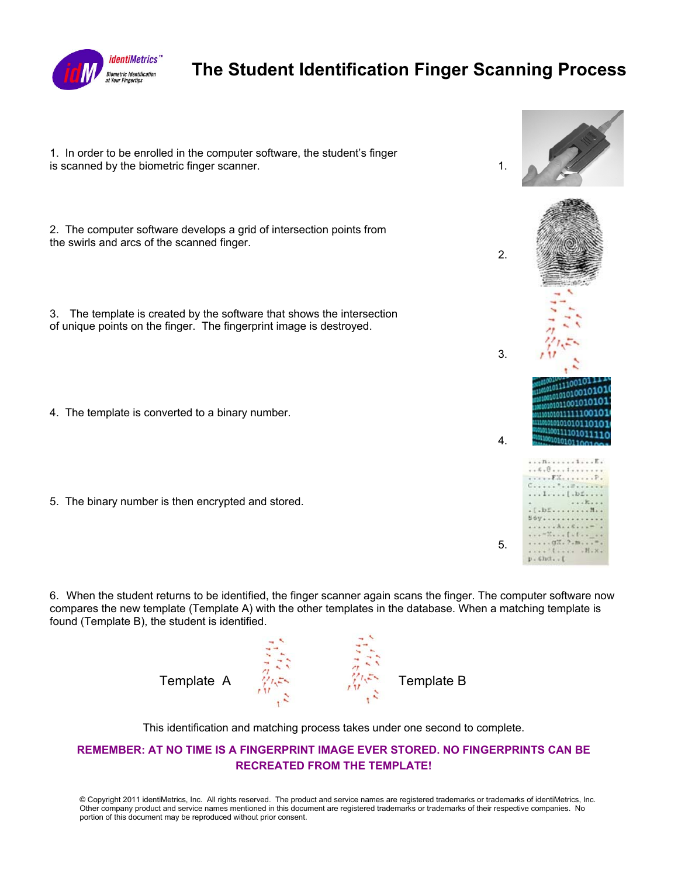identiMetrics™

Biometric Identification at Your Fingertips

# The Student Identification Finger Scanning Process

1. In order to be enrolled in the computer software, the student's finger is scanned by the biometric finger scanner.

2. The computer software develops a grid of intersection points from the swirls and arcs of the scanned finger.

3. The template is created by the software that shows the intersection of unique points on the finger. The fingerprint image is destroyed.

4. The template is converted to a binary number.

5. The binary number is then encrypted and stored.

6. When the student returns to be identified, the finger scanner again scans the finger. The computer software now compares the new template (Template A) with the other templates in the database. When a matching template is found (Template B), the student is identified.

Template A          Template B

This identification and matching process takes under one second to complete.

**REMEMBER: AT NO TIME IS A FINGERPRINT IMAGE EVER STORED. NO FINGERPRINTS CAN BE RECREATED FROM THE TEMPLATE!**

© Copyright 2011 identiMetrics, Inc. All rights reserved. The product and service names are registered trademarks or trademarks of identiMetrics, Inc. Other company product and service names mentioned in this document are registered trademarks or trademarks of their respective companies. No portion of this document may be reproduced without prior consent.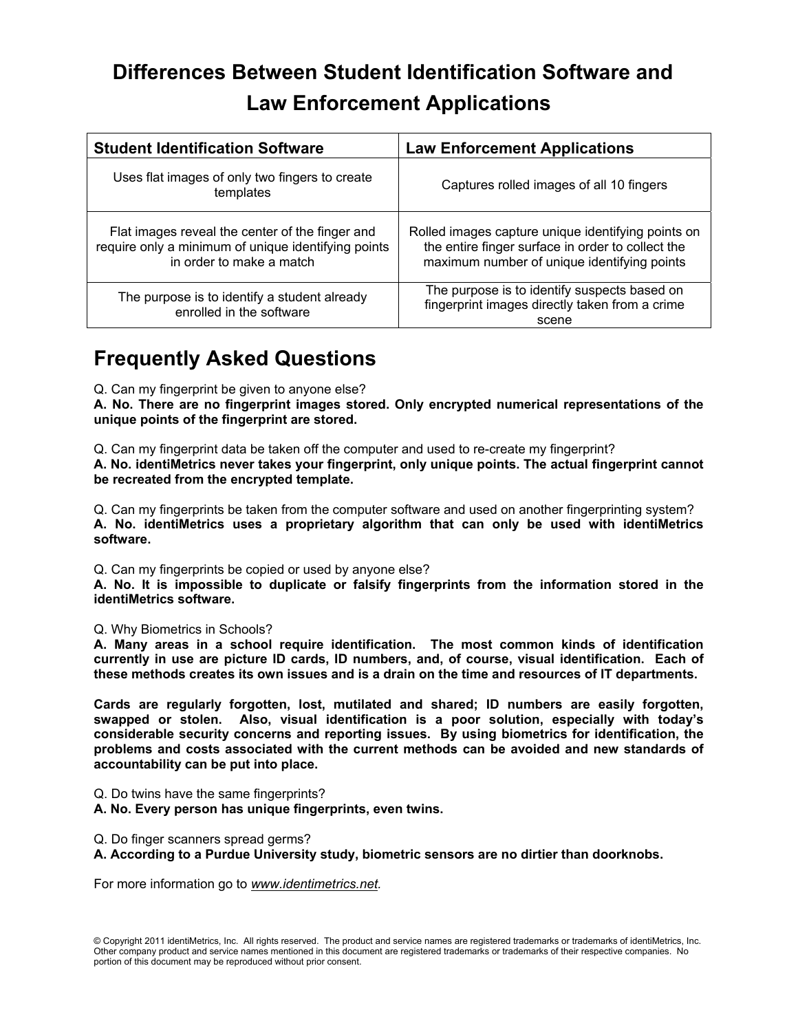# Differences Between Student Identification Software and Law Enforcement Applications

| Student Identification Software | Law Enforcement Applications |
|---|---|
| Uses flat images of only two fingers to create templates | Captures rolled images of all 10 fingers |
| Flat images reveal the center of the finger and require only a minimum of unique identifying points in order to make a match | Rolled images capture unique identifying points on the entire finger surface in order to collect the maximum number of unique identifying points |
| The purpose is to identify a student already enrolled in the software | The purpose is to identify suspects based on fingerprint images directly taken from a crime scene |

## Frequently Asked Questions

Q. Can my fingerprint be given to anyone else?
**A. No. There are no fingerprint images stored. Only encrypted numerical representations of the unique points of the fingerprint are stored.**

Q. Can my fingerprint data be taken off the computer and used to re-create my fingerprint?
**A. No. identiMetrics never takes your fingerprint, only unique points. The actual fingerprint cannot be recreated from the encrypted template.**

Q. Can my fingerprints be taken from the computer software and used on another fingerprinting system?
**A. No. identiMetrics uses a proprietary algorithm that can only be used with identiMetrics software.**

Q. Can my fingerprints be copied or used by anyone else?
**A. No. It is impossible to duplicate or falsify fingerprints from the information stored in the identiMetrics software.**

Q. Why Biometrics in Schools?
**A. Many areas in a school require identification. The most common kinds of identification currently in use are picture ID cards, ID numbers, and, of course, visual identification. Each of these methods creates its own issues and is a drain on the time and resources of IT departments.**

**Cards are regularly forgotten, lost, mutilated and shared; ID numbers are easily forgotten, swapped or stolen. Also, visual identification is a poor solution, especially with today's considerable security concerns and reporting issues. By using biometrics for identification, the problems and costs associated with the current methods can be avoided and new standards of accountability can be put into place.**

Q. Do twins have the same fingerprints?
**A. No. Every person has unique fingerprints, even twins.**

Q. Do finger scanners spread germs?
**A. According to a Purdue University study, biometric sensors are no dirtier than doorknobs.**

For more information go to *www.identimetrics.net*.

© Copyright 2011 identiMetrics, Inc. All rights reserved. The product and service names are registered trademarks or trademarks of identiMetrics, Inc. Other company product and service names mentioned in this document are registered trademarks or trademarks of their respective companies. No portion of this document may be reproduced without prior consent.